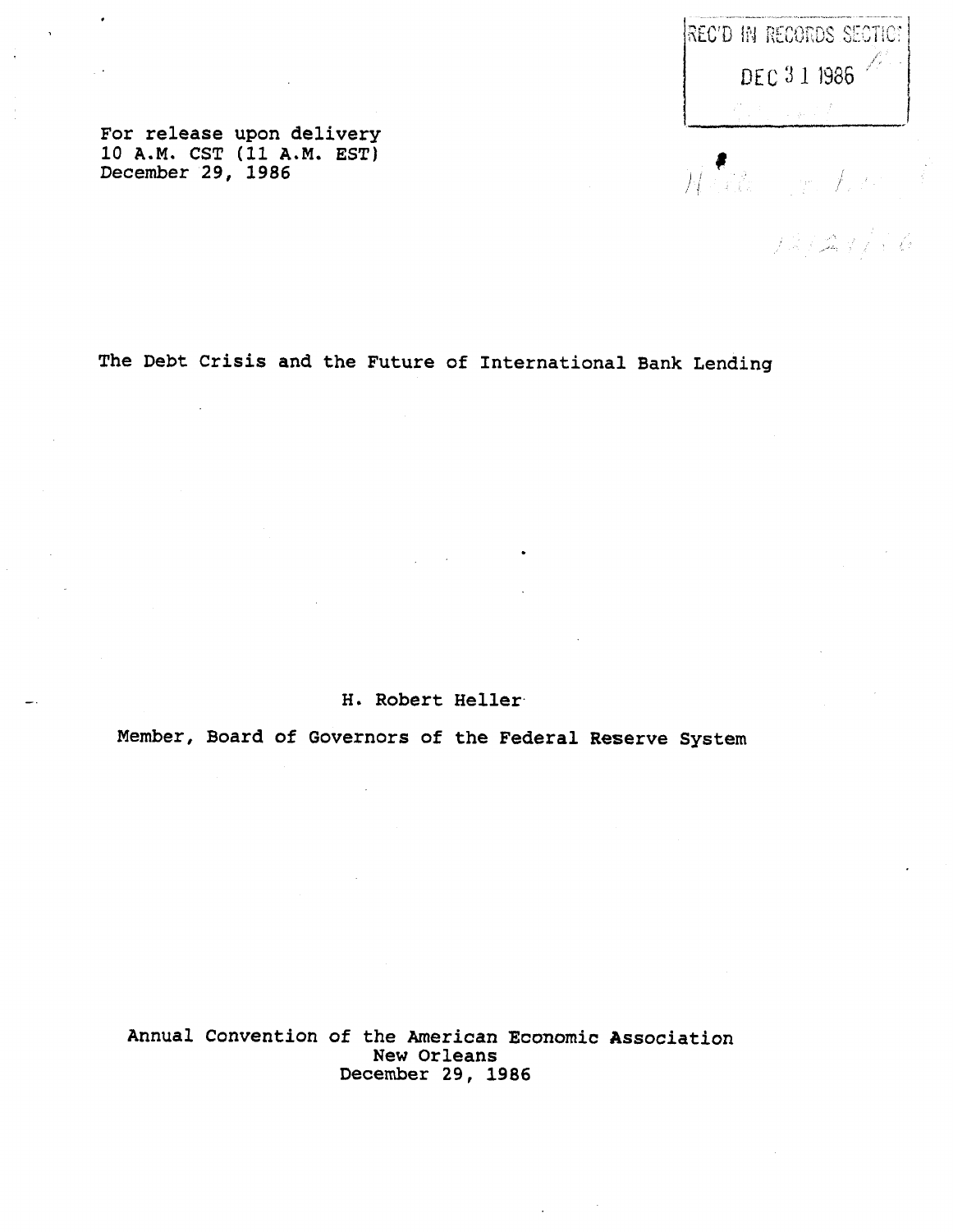REC'D IN RECORDS SECTION
DEC 31 1986

For release upon delivery
10 A.M. CST (11 A.M. EST)
December 29, 1986

# The Debt Crisis and the Future of International Bank Lending

H. Robert Heller

Member, Board of Governors of the Federal Reserve System

Annual Convention of the American Economic Association
New Orleans
December 29, 1986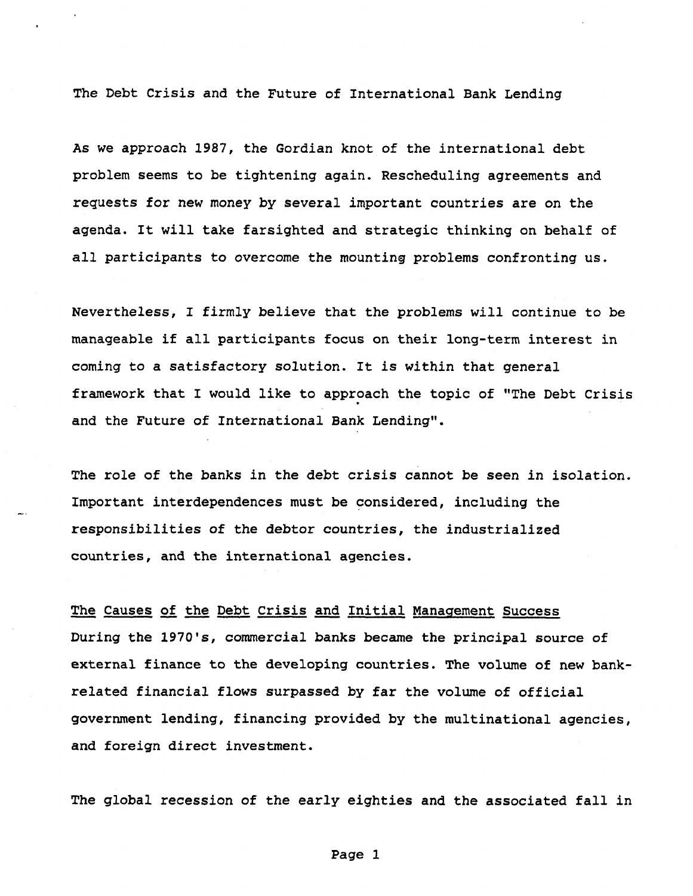# The Debt Crisis and the Future of International Bank Lending

As we approach 1987, the Gordian knot of the international debt problem seems to be tightening again. Rescheduling agreements and requests for new money by several important countries are on the agenda. It will take farsighted and strategic thinking on behalf of all participants to overcome the mounting problems confronting us.

Nevertheless, I firmly believe that the problems will continue to be manageable if all participants focus on their long-term interest in coming to a satisfactory solution. It is within that general framework that I would like to approach the topic of "The Debt Crisis and the Future of International Bank Lending".

The role of the banks in the debt crisis cannot be seen in isolation. Important interdependences must be considered, including the responsibilities of the debtor countries, the industrialized countries, and the international agencies.

## The Causes of the Debt Crisis and Initial Management Success

During the 1970's, commercial banks became the principal source of external finance to the developing countries. The volume of new bank-related financial flows surpassed by far the volume of official government lending, financing provided by the multinational agencies, and foreign direct investment.

The global recession of the early eighties and the associated fall in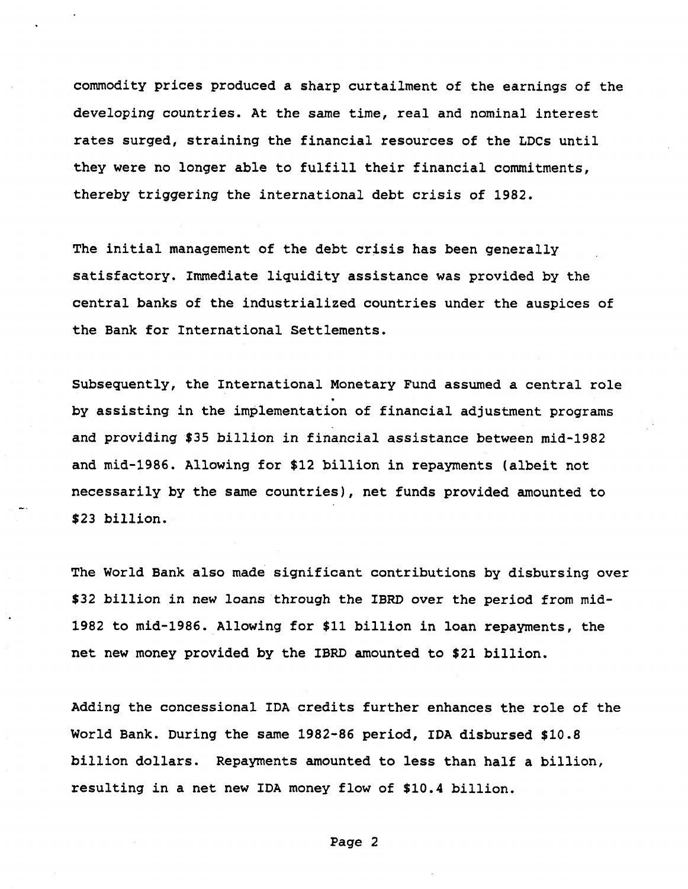commodity prices produced a sharp curtailment of the earnings of the developing countries. At the same time, real and nominal interest rates surged, straining the financial resources of the LDCs until they were no longer able to fulfill their financial commitments, thereby triggering the international debt crisis of 1982.

The initial management of the debt crisis has been generally satisfactory. Immediate liquidity assistance was provided by the central banks of the industrialized countries under the auspices of the Bank for International Settlements.

Subsequently, the International Monetary Fund assumed a central role by assisting in the implementation of financial adjustment programs and providing $35 billion in financial assistance between mid-1982 and mid-1986. Allowing for $12 billion in repayments (albeit not necessarily by the same countries), net funds provided amounted to $23 billion.

The World Bank also made significant contributions by disbursing over $32 billion in new loans through the IBRD over the period from mid-1982 to mid-1986. Allowing for $11 billion in loan repayments, the net new money provided by the IBRD amounted to $21 billion.

Adding the concessional IDA credits further enhances the role of the World Bank. During the same 1982-86 period, IDA disbursed $10.8 billion dollars. Repayments amounted to less than half a billion, resulting in a net new IDA money flow of $10.4 billion.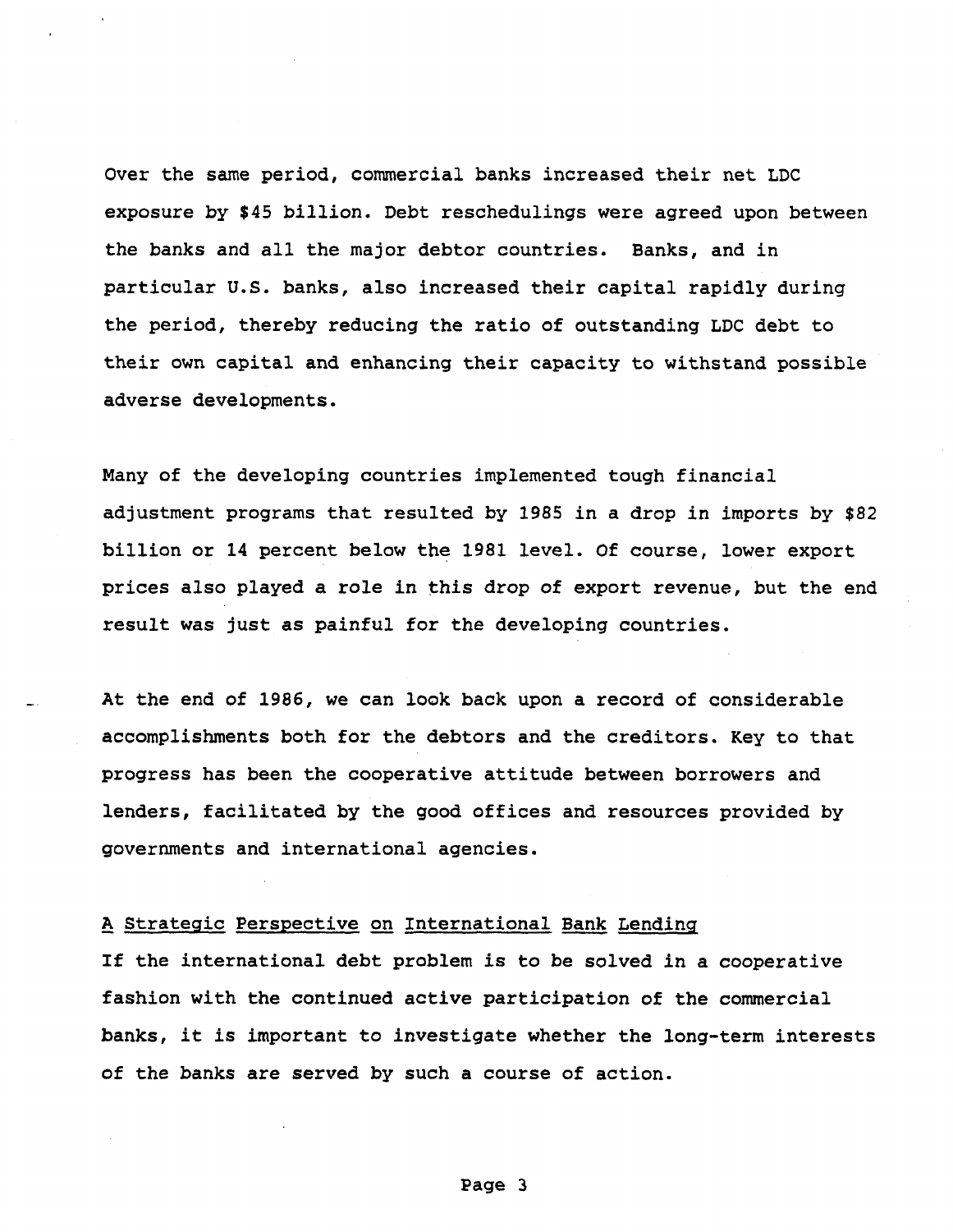Over the same period, commercial banks increased their net LDC exposure by $45 billion. Debt reschedulings were agreed upon between the banks and all the major debtor countries. Banks, and in particular U.S. banks, also increased their capital rapidly during the period, thereby reducing the ratio of outstanding LDC debt to their own capital and enhancing their capacity to withstand possible adverse developments.

Many of the developing countries implemented tough financial adjustment programs that resulted by 1985 in a drop in imports by $82 billion or 14 percent below the 1981 level. Of course, lower export prices also played a role in this drop of export revenue, but the end result was just as painful for the developing countries.

At the end of 1986, we can look back upon a record of considerable accomplishments both for the debtors and the creditors. Key to that progress has been the cooperative attitude between borrowers and lenders, facilitated by the good offices and resources provided by governments and international agencies.

## A Strategic Perspective on International Bank Lending

If the international debt problem is to be solved in a cooperative fashion with the continued active participation of the commercial banks, it is important to investigate whether the long-term interests of the banks are served by such a course of action.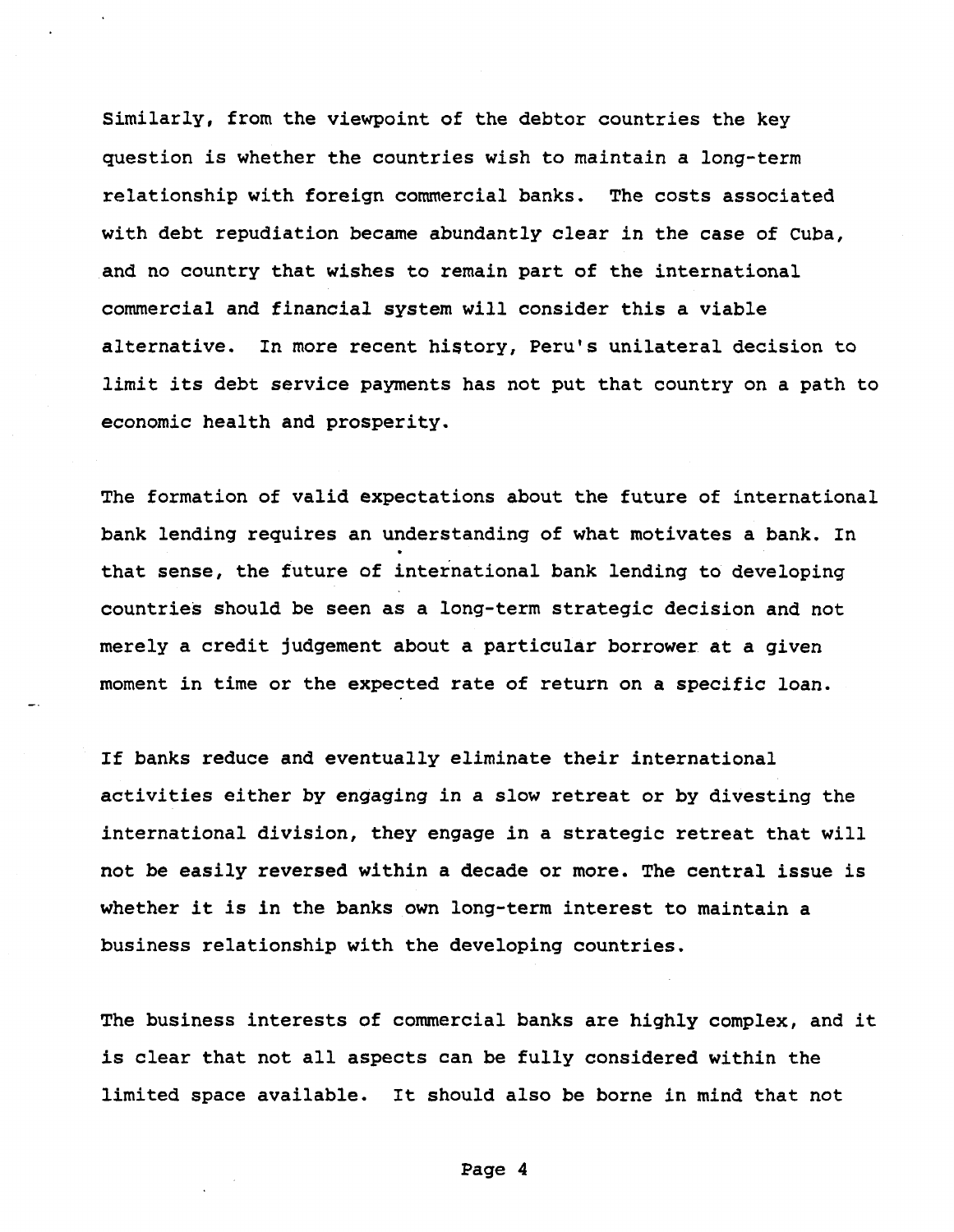Similarly, from the viewpoint of the debtor countries the key question is whether the countries wish to maintain a long-term relationship with foreign commercial banks. The costs associated with debt repudiation became abundantly clear in the case of Cuba, and no country that wishes to remain part of the international commercial and financial system will consider this a viable alternative. In more recent history, Peru's unilateral decision to limit its debt service payments has not put that country on a path to economic health and prosperity.

The formation of valid expectations about the future of international bank lending requires an understanding of what motivates a bank. In that sense, the future of international bank lending to developing countries should be seen as a long-term strategic decision and not merely a credit judgement about a particular borrower at a given moment in time or the expected rate of return on a specific loan.

If banks reduce and eventually eliminate their international activities either by engaging in a slow retreat or by divesting the international division, they engage in a strategic retreat that will not be easily reversed within a decade or more. The central issue is whether it is in the banks own long-term interest to maintain a business relationship with the developing countries.

The business interests of commercial banks are highly complex, and it is clear that not all aspects can be fully considered within the limited space available. It should also be borne in mind that not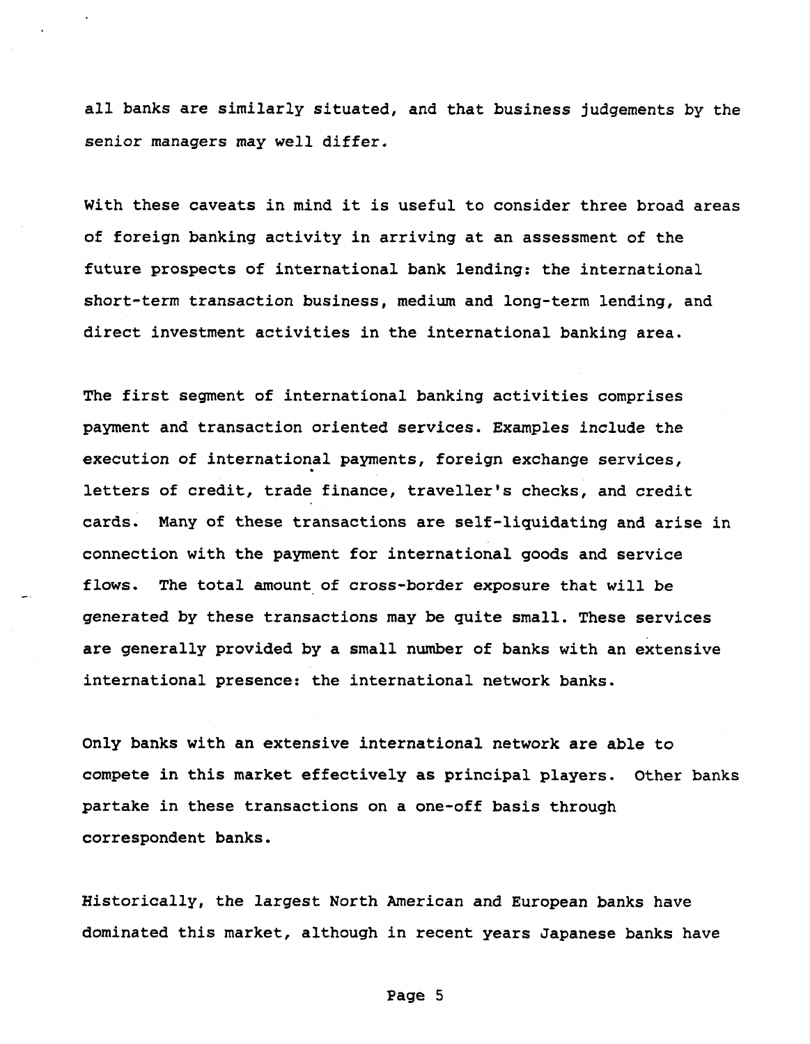all banks are similarly situated, and that business judgements by the senior managers may well differ.

With these caveats in mind it is useful to consider three broad areas of foreign banking activity in arriving at an assessment of the future prospects of international bank lending: the international short-term transaction business, medium and long-term lending, and direct investment activities in the international banking area.

The first segment of international banking activities comprises payment and transaction oriented services. Examples include the execution of international payments, foreign exchange services, letters of credit, trade finance, traveller's checks, and credit cards. Many of these transactions are self-liquidating and arise in connection with the payment for international goods and service flows. The total amount of cross-border exposure that will be generated by these transactions may be quite small. These services are generally provided by a small number of banks with an extensive international presence: the international network banks.

Only banks with an extensive international network are able to compete in this market effectively as principal players. Other banks partake in these transactions on a one-off basis through correspondent banks.

Historically, the largest North American and European banks have dominated this market, although in recent years Japanese banks have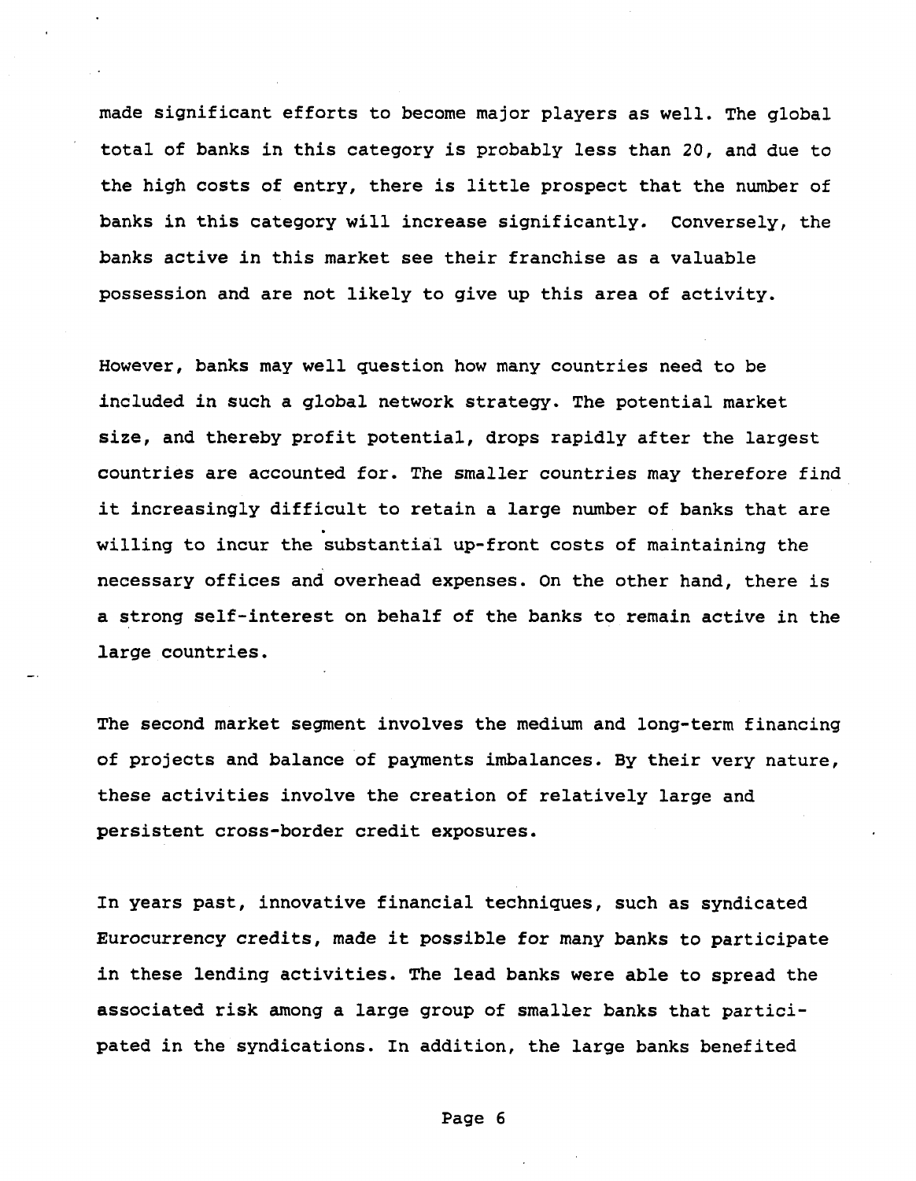made significant efforts to become major players as well. The global total of banks in this category is probably less than 20, and due to the high costs of entry, there is little prospect that the number of banks in this category will increase significantly. Conversely, the banks active in this market see their franchise as a valuable possession and are not likely to give up this area of activity.

However, banks may well question how many countries need to be included in such a global network strategy. The potential market size, and thereby profit potential, drops rapidly after the largest countries are accounted for. The smaller countries may therefore find it increasingly difficult to retain a large number of banks that are willing to incur the substantial up-front costs of maintaining the necessary offices and overhead expenses. On the other hand, there is a strong self-interest on behalf of the banks to remain active in the large countries.

The second market segment involves the medium and long-term financing of projects and balance of payments imbalances. By their very nature, these activities involve the creation of relatively large and persistent cross-border credit exposures.

In years past, innovative financial techniques, such as syndicated Eurocurrency credits, made it possible for many banks to participate in these lending activities. The lead banks were able to spread the associated risk among a large group of smaller banks that participated in the syndications. In addition, the large banks benefited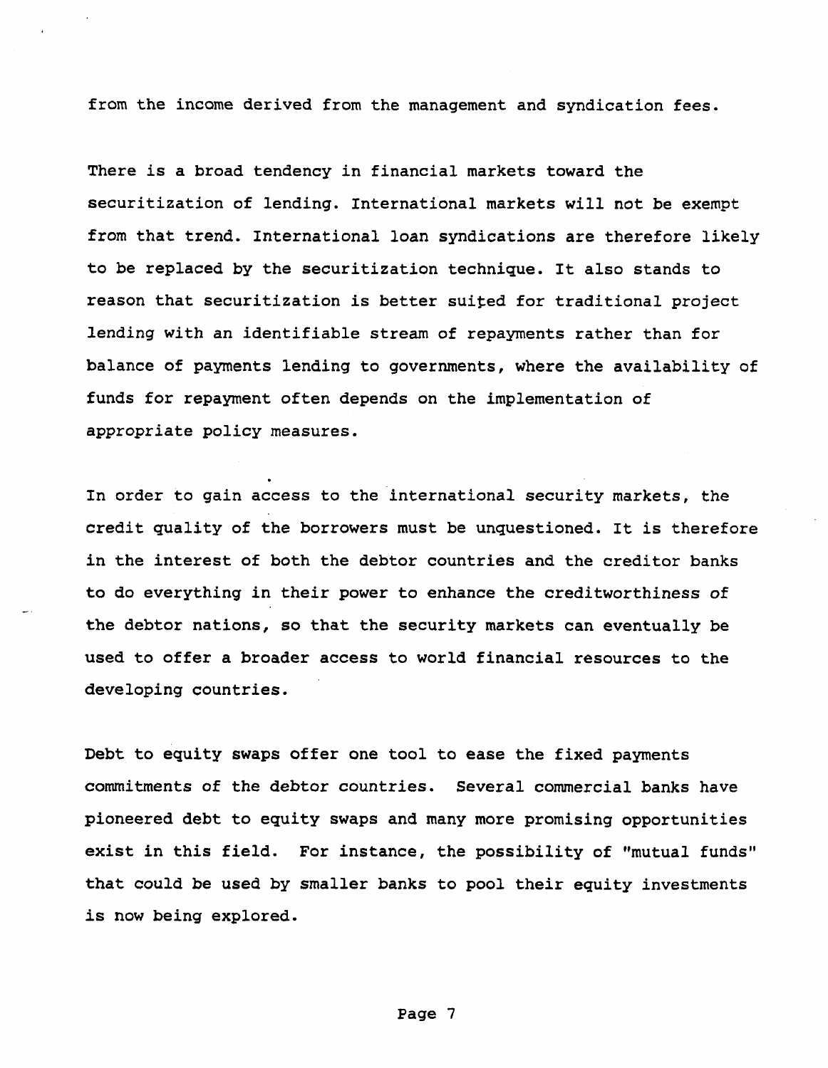from the income derived from the management and syndication fees.

There is a broad tendency in financial markets toward the securitization of lending. International markets will not be exempt from that trend. International loan syndications are therefore likely to be replaced by the securitization technique. It also stands to reason that securitization is better suited for traditional project lending with an identifiable stream of repayments rather than for balance of payments lending to governments, where the availability of funds for repayment often depends on the implementation of appropriate policy measures.

In order to gain access to the international security markets, the credit quality of the borrowers must be unquestioned. It is therefore in the interest of both the debtor countries and the creditor banks to do everything in their power to enhance the creditworthiness of the debtor nations, so that the security markets can eventually be used to offer a broader access to world financial resources to the developing countries.

Debt to equity swaps offer one tool to ease the fixed payments commitments of the debtor countries. Several commercial banks have pioneered debt to equity swaps and many more promising opportunities exist in this field. For instance, the possibility of "mutual funds" that could be used by smaller banks to pool their equity investments is now being explored.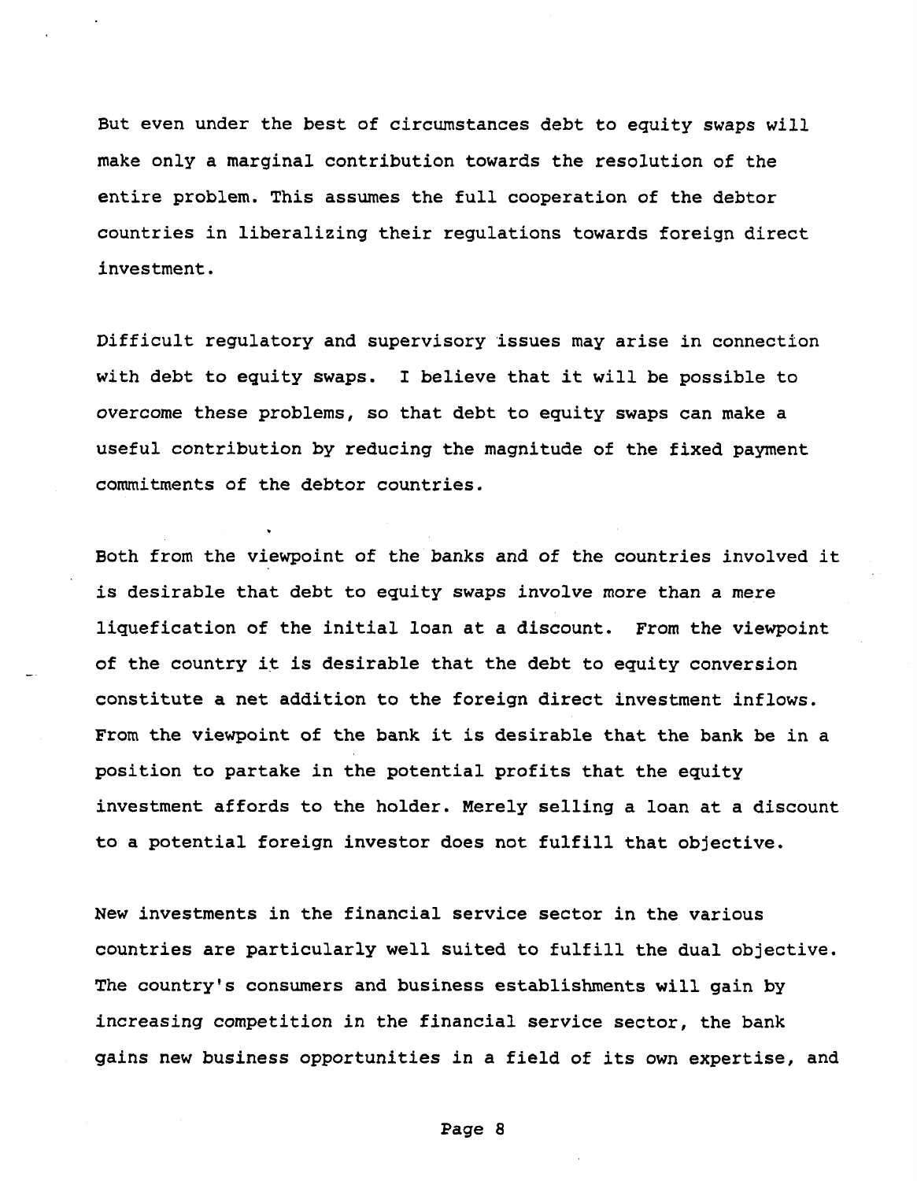But even under the best of circumstances debt to equity swaps will make only a marginal contribution towards the resolution of the entire problem. This assumes the full cooperation of the debtor countries in liberalizing their regulations towards foreign direct investment.

Difficult regulatory and supervisory issues may arise in connection with debt to equity swaps. I believe that it will be possible to overcome these problems, so that debt to equity swaps can make a useful contribution by reducing the magnitude of the fixed payment commitments of the debtor countries.

Both from the viewpoint of the banks and of the countries involved it is desirable that debt to equity swaps involve more than a mere liquefication of the initial loan at a discount. From the viewpoint of the country it is desirable that the debt to equity conversion constitute a net addition to the foreign direct investment inflows. From the viewpoint of the bank it is desirable that the bank be in a position to partake in the potential profits that the equity investment affords to the holder. Merely selling a loan at a discount to a potential foreign investor does not fulfill that objective.

New investments in the financial service sector in the various countries are particularly well suited to fulfill the dual objective. The country's consumers and business establishments will gain by increasing competition in the financial service sector, the bank gains new business opportunities in a field of its own expertise, and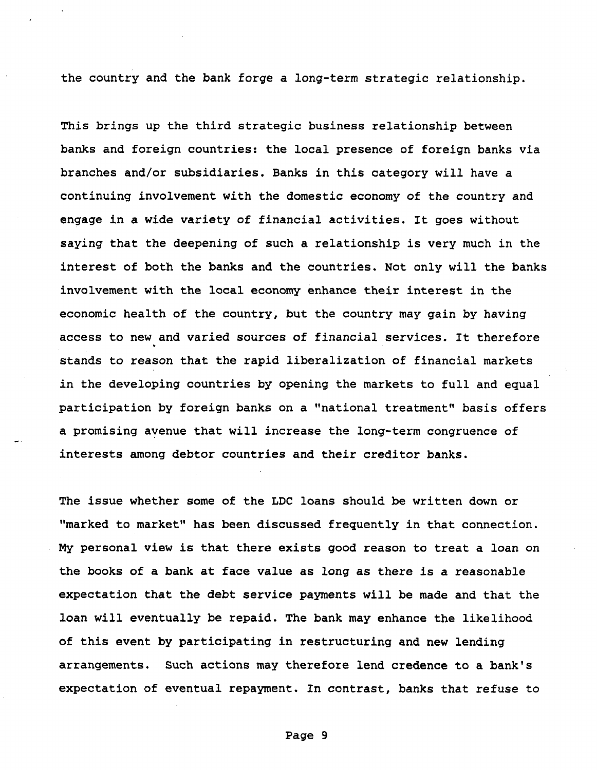the country and the bank forge a long-term strategic relationship.

This brings up the third strategic business relationship between banks and foreign countries: the local presence of foreign banks via branches and/or subsidiaries. Banks in this category will have a continuing involvement with the domestic economy of the country and engage in a wide variety of financial activities. It goes without saying that the deepening of such a relationship is very much in the interest of both the banks and the countries. Not only will the banks involvement with the local economy enhance their interest in the economic health of the country, but the country may gain by having access to new and varied sources of financial services. It therefore stands to reason that the rapid liberalization of financial markets in the developing countries by opening the markets to full and equal participation by foreign banks on a "national treatment" basis offers a promising avenue that will increase the long-term congruence of interests among debtor countries and their creditor banks.

The issue whether some of the LDC loans should be written down or "marked to market" has been discussed frequently in that connection. My personal view is that there exists good reason to treat a loan on the books of a bank at face value as long as there is a reasonable expectation that the debt service payments will be made and that the loan will eventually be repaid. The bank may enhance the likelihood of this event by participating in restructuring and new lending arrangements. Such actions may therefore lend credence to a bank's expectation of eventual repayment. In contrast, banks that refuse to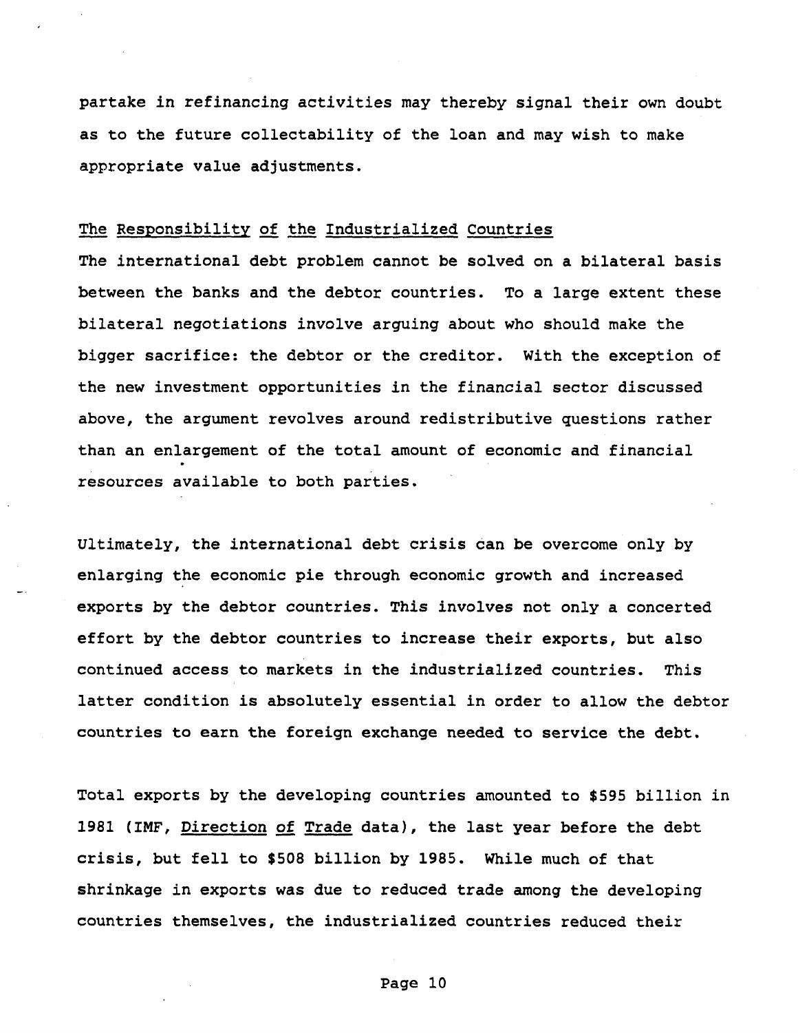partake in refinancing activities may thereby signal their own doubt as to the future collectability of the loan and may wish to make appropriate value adjustments.

## The Responsibility of the Industrialized Countries

The international debt problem cannot be solved on a bilateral basis between the banks and the debtor countries. To a large extent these bilateral negotiations involve arguing about who should make the bigger sacrifice: the debtor or the creditor. With the exception of the new investment opportunities in the financial sector discussed above, the argument revolves around redistributive questions rather than an enlargement of the total amount of economic and financial resources available to both parties.

Ultimately, the international debt crisis can be overcome only by enlarging the economic pie through economic growth and increased exports by the debtor countries. This involves not only a concerted effort by the debtor countries to increase their exports, but also continued access to markets in the industrialized countries. This latter condition is absolutely essential in order to allow the debtor countries to earn the foreign exchange needed to service the debt.

Total exports by the developing countries amounted to $595 billion in 1981 (IMF, Direction of Trade data), the last year before the debt crisis, but fell to $508 billion by 1985. While much of that shrinkage in exports was due to reduced trade among the developing countries themselves, the industrialized countries reduced their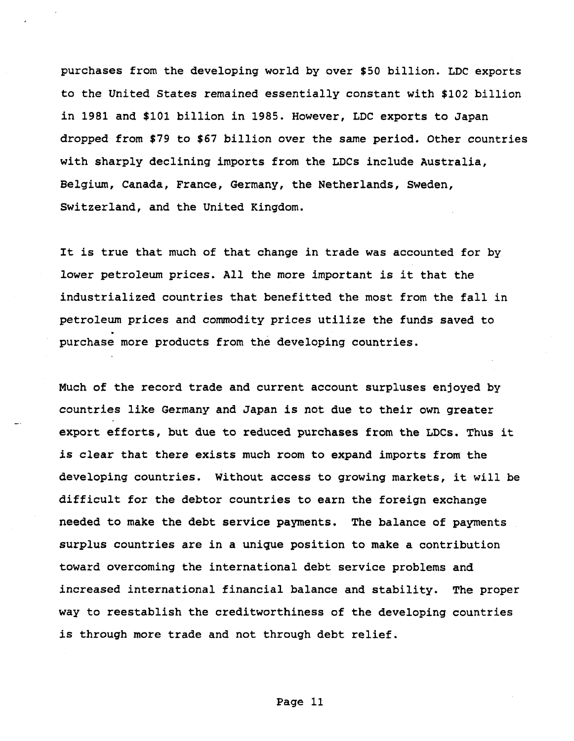purchases from the developing world by over $50 billion. LDC exports to the United States remained essentially constant with $102 billion in 1981 and $101 billion in 1985. However, LDC exports to Japan dropped from $79 to $67 billion over the same period. Other countries with sharply declining imports from the LDCs include Australia, Belgium, Canada, France, Germany, the Netherlands, Sweden, Switzerland, and the United Kingdom.

It is true that much of that change in trade was accounted for by lower petroleum prices. All the more important is it that the industrialized countries that benefitted the most from the fall in petroleum prices and commodity prices utilize the funds saved to purchase more products from the developing countries.

Much of the record trade and current account surpluses enjoyed by countries like Germany and Japan is not due to their own greater export efforts, but due to reduced purchases from the LDCs. Thus it is clear that there exists much room to expand imports from the developing countries. Without access to growing markets, it will be difficult for the debtor countries to earn the foreign exchange needed to make the debt service payments. The balance of payments surplus countries are in a unique position to make a contribution toward overcoming the international debt service problems and increased international financial balance and stability. The proper way to reestablish the creditworthiness of the developing countries is through more trade and not through debt relief.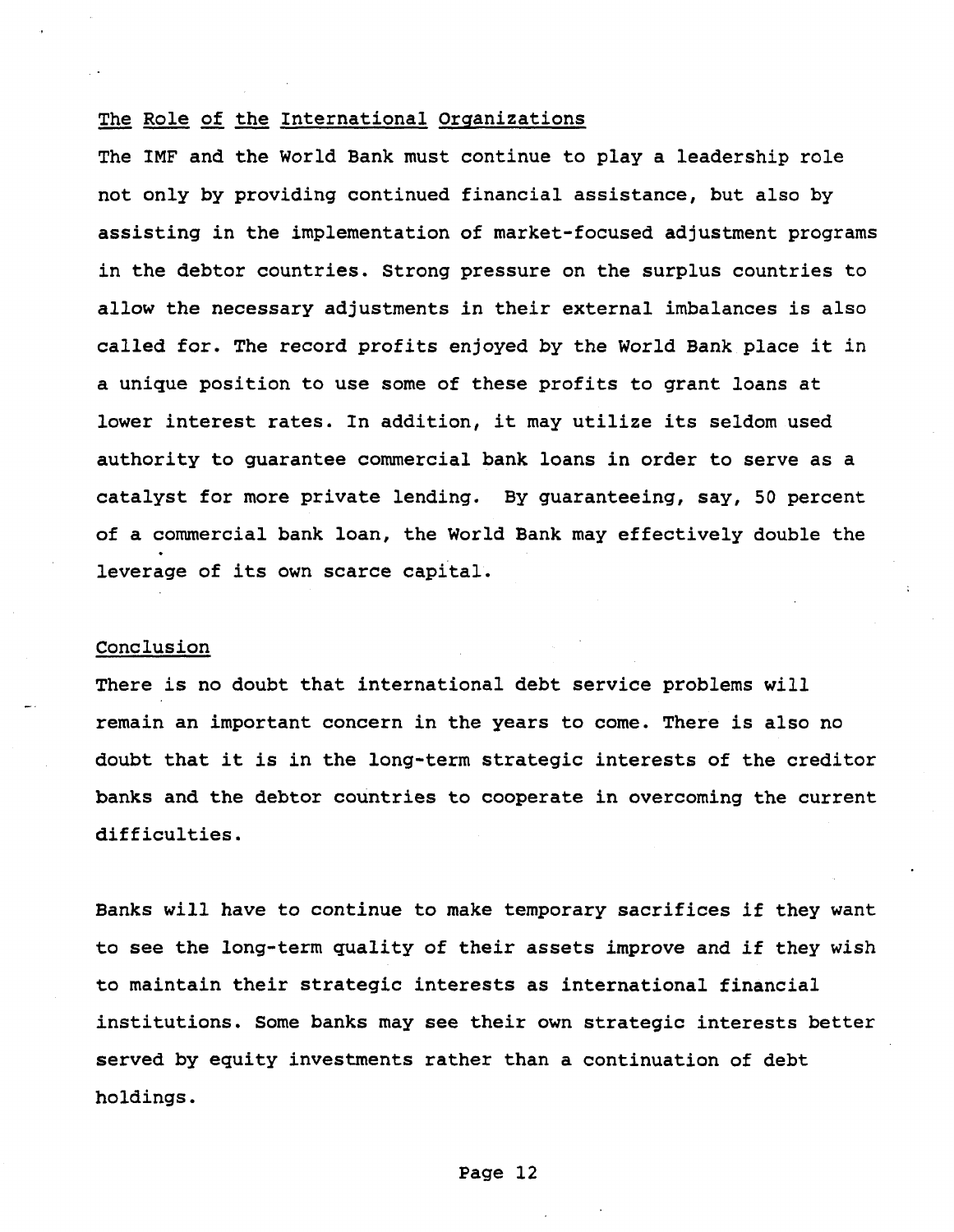## The Role of the International Organizations

The IMF and the World Bank must continue to play a leadership role not only by providing continued financial assistance, but also by assisting in the implementation of market-focused adjustment programs in the debtor countries. Strong pressure on the surplus countries to allow the necessary adjustments in their external imbalances is also called for. The record profits enjoyed by the World Bank place it in a unique position to use some of these profits to grant loans at lower interest rates. In addition, it may utilize its seldom used authority to guarantee commercial bank loans in order to serve as a catalyst for more private lending. By guaranteeing, say, 50 percent of a commercial bank loan, the World Bank may effectively double the leverage of its own scarce capital.

## Conclusion

There is no doubt that international debt service problems will remain an important concern in the years to come. There is also no doubt that it is in the long-term strategic interests of the creditor banks and the debtor countries to cooperate in overcoming the current difficulties.

Banks will have to continue to make temporary sacrifices if they want to see the long-term quality of their assets improve and if they wish to maintain their strategic interests as international financial institutions. Some banks may see their own strategic interests better served by equity investments rather than a continuation of debt holdings.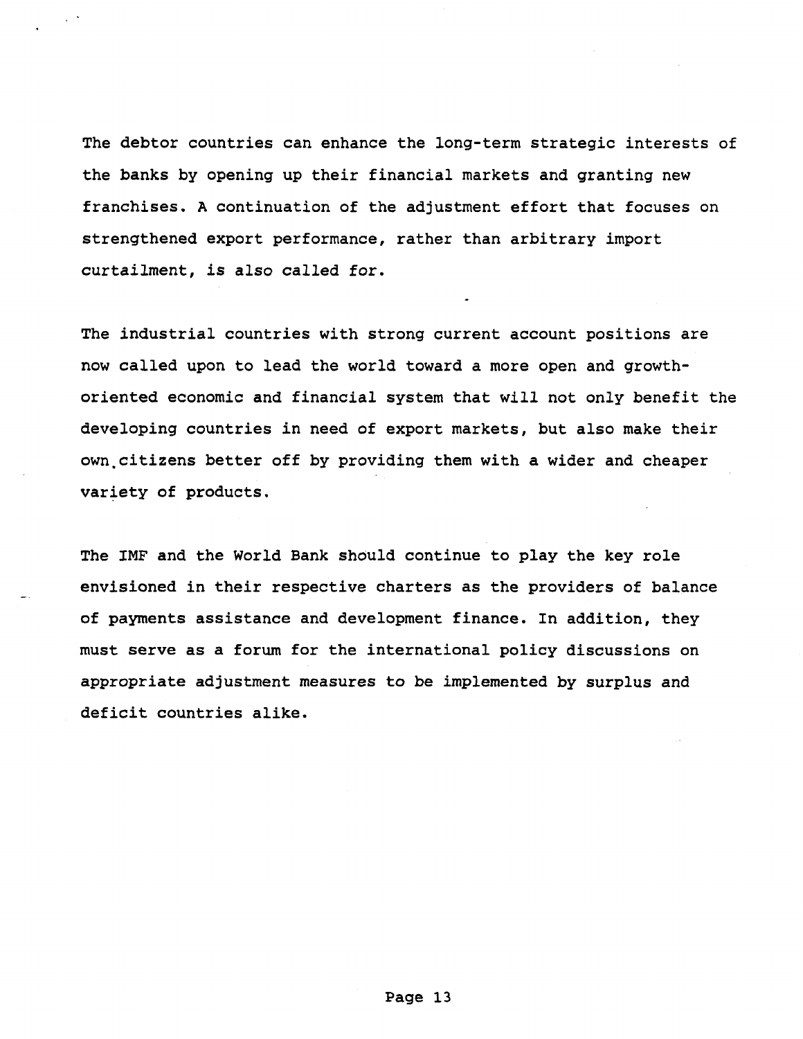The debtor countries can enhance the long-term strategic interests of the banks by opening up their financial markets and granting new franchises. A continuation of the adjustment effort that focuses on strengthened export performance, rather than arbitrary import curtailment, is also called for.

The industrial countries with strong current account positions are now called upon to lead the world toward a more open and growth-oriented economic and financial system that will not only benefit the developing countries in need of export markets, but also make their own citizens better off by providing them with a wider and cheaper variety of products.

The IMF and the World Bank should continue to play the key role envisioned in their respective charters as the providers of balance of payments assistance and development finance. In addition, they must serve as a forum for the international policy discussions on appropriate adjustment measures to be implemented by surplus and deficit countries alike.